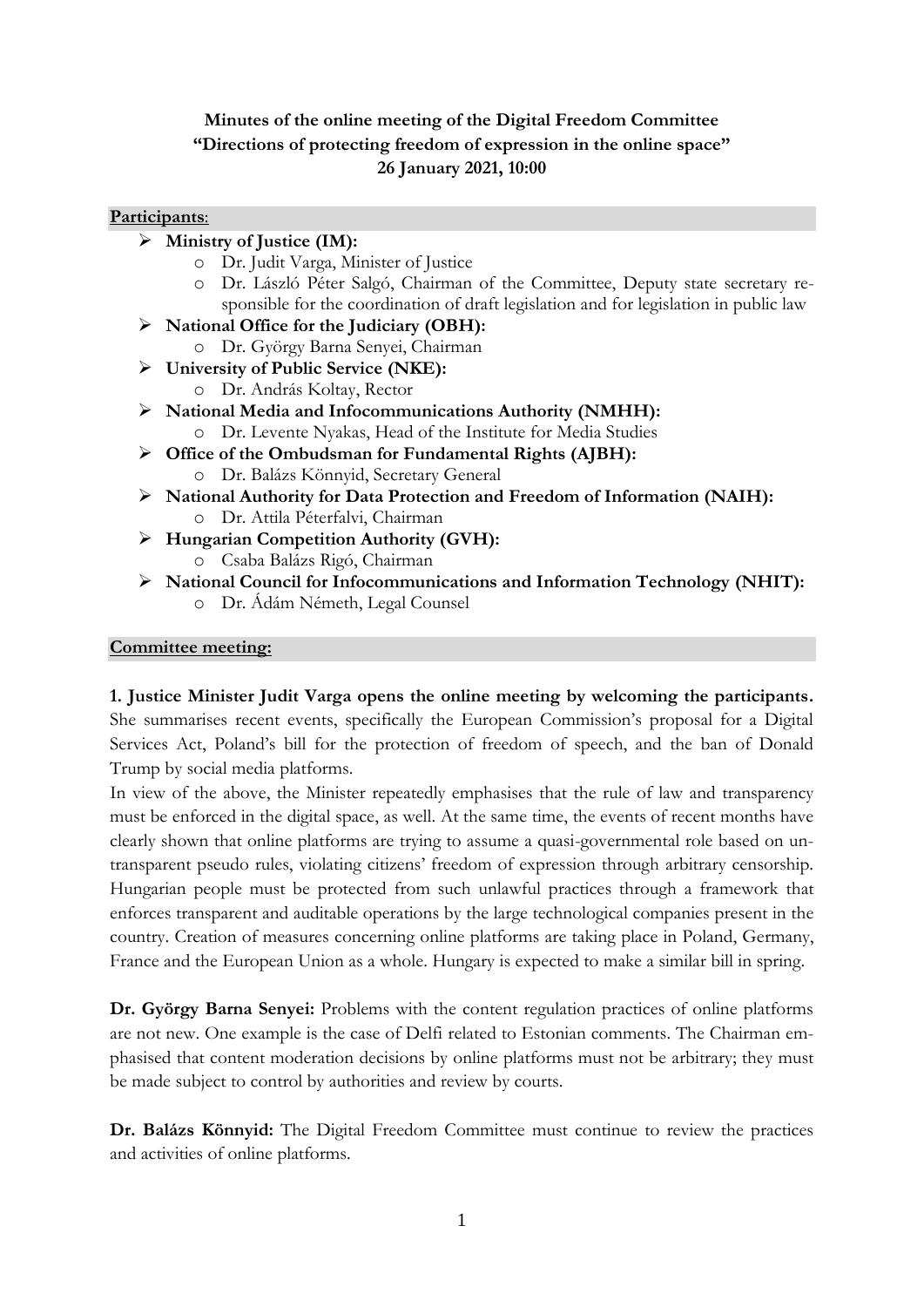**Minutes of the online meeting of the Digital Freedom Committee**
**"Directions of protecting freedom of expression in the online space"**
**26 January 2021, 10:00**

**Participants**:

- **Ministry of Justice (IM):**
  - Dr. Judit Varga, Minister of Justice
  - Dr. László Péter Salgó, Chairman of the Committee, Deputy state secretary responsible for the coordination of draft legislation and for legislation in public law
- **National Office for the Judiciary (OBH):**
  - Dr. György Barna Senyei, Chairman
- **University of Public Service (NKE):**
  - Dr. András Koltay, Rector
- **National Media and Infocommunications Authority (NMHH):**
  - Dr. Levente Nyakas, Head of the Institute for Media Studies
- **Office of the Ombudsman for Fundamental Rights (AJBH):**
  - Dr. Balázs Könnyid, Secretary General
- **National Authority for Data Protection and Freedom of Information (NAIH):**
  - Dr. Attila Péterfalvi, Chairman
- **Hungarian Competition Authority (GVH):**
  - Csaba Balázs Rigó, Chairman
- **National Council for Infocommunications and Information Technology (NHIT):**
  - Dr. Ádám Németh, Legal Counsel

**Committee meeting:**

**1. Justice Minister Judit Varga opens the online meeting by welcoming the participants.** She summarises recent events, specifically the European Commission's proposal for a Digital Services Act, Poland's bill for the protection of freedom of speech, and the ban of Donald Trump by social media platforms.

In view of the above, the Minister repeatedly emphasises that the rule of law and transparency must be enforced in the digital space, as well. At the same time, the events of recent months have clearly shown that online platforms are trying to assume a quasi-governmental role based on untransparent pseudo rules, violating citizens' freedom of expression through arbitrary censorship. Hungarian people must be protected from such unlawful practices through a framework that enforces transparent and auditable operations by the large technological companies present in the country. Creation of measures concerning online platforms are taking place in Poland, Germany, France and the European Union as a whole. Hungary is expected to make a similar bill in spring.

**Dr. György Barna Senyei:** Problems with the content regulation practices of online platforms are not new. One example is the case of Delfi related to Estonian comments. The Chairman emphasised that content moderation decisions by online platforms must not be arbitrary; they must be made subject to control by authorities and review by courts.

**Dr. Balázs Könnyid:** The Digital Freedom Committee must continue to review the practices and activities of online platforms.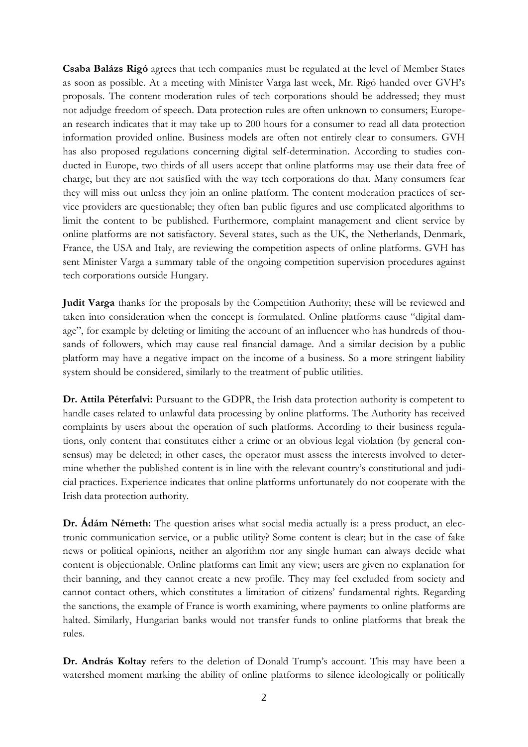**Csaba Balázs Rigó** agrees that tech companies must be regulated at the level of Member States as soon as possible. At a meeting with Minister Varga last week, Mr. Rigó handed over GVH's proposals. The content moderation rules of tech corporations should be addressed; they must not adjudge freedom of speech. Data protection rules are often unknown to consumers; European research indicates that it may take up to 200 hours for a consumer to read all data protection information provided online. Business models are often not entirely clear to consumers. GVH has also proposed regulations concerning digital self-determination. According to studies conducted in Europe, two thirds of all users accept that online platforms may use their data free of charge, but they are not satisfied with the way tech corporations do that. Many consumers fear they will miss out unless they join an online platform. The content moderation practices of service providers are questionable; they often ban public figures and use complicated algorithms to limit the content to be published. Furthermore, complaint management and client service by online platforms are not satisfactory. Several states, such as the UK, the Netherlands, Denmark, France, the USA and Italy, are reviewing the competition aspects of online platforms. GVH has sent Minister Varga a summary table of the ongoing competition supervision procedures against tech corporations outside Hungary.

**Judit Varga** thanks for the proposals by the Competition Authority; these will be reviewed and taken into consideration when the concept is formulated. Online platforms cause "digital damage", for example by deleting or limiting the account of an influencer who has hundreds of thousands of followers, which may cause real financial damage. And a similar decision by a public platform may have a negative impact on the income of a business. So a more stringent liability system should be considered, similarly to the treatment of public utilities.

**Dr. Attila Péterfalvi:** Pursuant to the GDPR, the Irish data protection authority is competent to handle cases related to unlawful data processing by online platforms. The Authority has received complaints by users about the operation of such platforms. According to their business regulations, only content that constitutes either a crime or an obvious legal violation (by general consensus) may be deleted; in other cases, the operator must assess the interests involved to determine whether the published content is in line with the relevant country's constitutional and judicial practices. Experience indicates that online platforms unfortunately do not cooperate with the Irish data protection authority.

**Dr. Ádám Németh:** The question arises what social media actually is: a press product, an electronic communication service, or a public utility? Some content is clear; but in the case of fake news or political opinions, neither an algorithm nor any single human can always decide what content is objectionable. Online platforms can limit any view; users are given no explanation for their banning, and they cannot create a new profile. They may feel excluded from society and cannot contact others, which constitutes a limitation of citizens' fundamental rights. Regarding the sanctions, the example of France is worth examining, where payments to online platforms are halted. Similarly, Hungarian banks would not transfer funds to online platforms that break the rules.

**Dr. András Koltay** refers to the deletion of Donald Trump's account. This may have been a watershed moment marking the ability of online platforms to silence ideologically or politically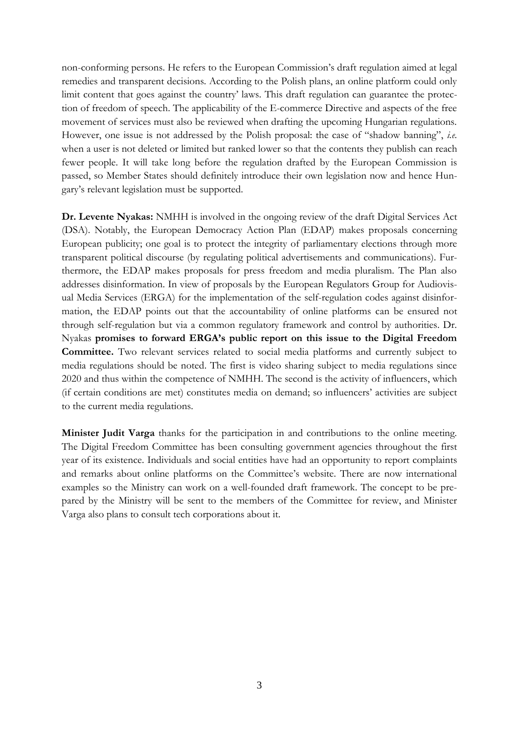non-conforming persons. He refers to the European Commission's draft regulation aimed at legal remedies and transparent decisions. According to the Polish plans, an online platform could only limit content that goes against the country' laws. This draft regulation can guarantee the protection of freedom of speech. The applicability of the E-commerce Directive and aspects of the free movement of services must also be reviewed when drafting the upcoming Hungarian regulations. However, one issue is not addressed by the Polish proposal: the case of "shadow banning", *i.e.* when a user is not deleted or limited but ranked lower so that the contents they publish can reach fewer people. It will take long before the regulation drafted by the European Commission is passed, so Member States should definitely introduce their own legislation now and hence Hungary's relevant legislation must be supported.

**Dr. Levente Nyakas:** NMHH is involved in the ongoing review of the draft Digital Services Act (DSA). Notably, the European Democracy Action Plan (EDAP) makes proposals concerning European publicity; one goal is to protect the integrity of parliamentary elections through more transparent political discourse (by regulating political advertisements and communications). Furthermore, the EDAP makes proposals for press freedom and media pluralism. The Plan also addresses disinformation. In view of proposals by the European Regulators Group for Audiovisual Media Services (ERGA) for the implementation of the self-regulation codes against disinformation, the EDAP points out that the accountability of online platforms can be ensured not through self-regulation but via a common regulatory framework and control by authorities. Dr. Nyakas **promises to forward ERGA's public report on this issue to the Digital Freedom Committee.** Two relevant services related to social media platforms and currently subject to media regulations should be noted. The first is video sharing subject to media regulations since 2020 and thus within the competence of NMHH. The second is the activity of influencers, which (if certain conditions are met) constitutes media on demand; so influencers' activities are subject to the current media regulations.

**Minister Judit Varga** thanks for the participation in and contributions to the online meeting. The Digital Freedom Committee has been consulting government agencies throughout the first year of its existence. Individuals and social entities have had an opportunity to report complaints and remarks about online platforms on the Committee's website. There are now international examples so the Ministry can work on a well-founded draft framework. The concept to be prepared by the Ministry will be sent to the members of the Committee for review, and Minister Varga also plans to consult tech corporations about it.